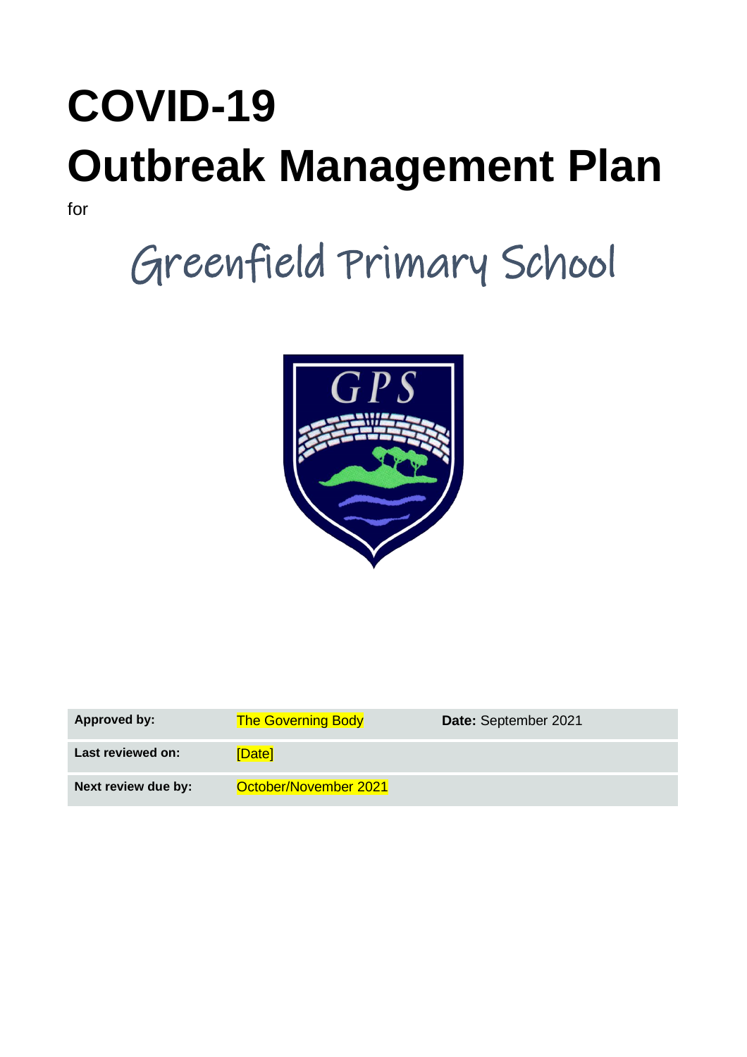# COVID-19
# Outbreak Management Plan

for

## Greenfield Primary School

| Approved by: | The Governing Body | Date: September 2021 |
| --- | --- | --- |
| Last reviewed on: | [Date] | |
| Next review due by: | October/November 2021 | |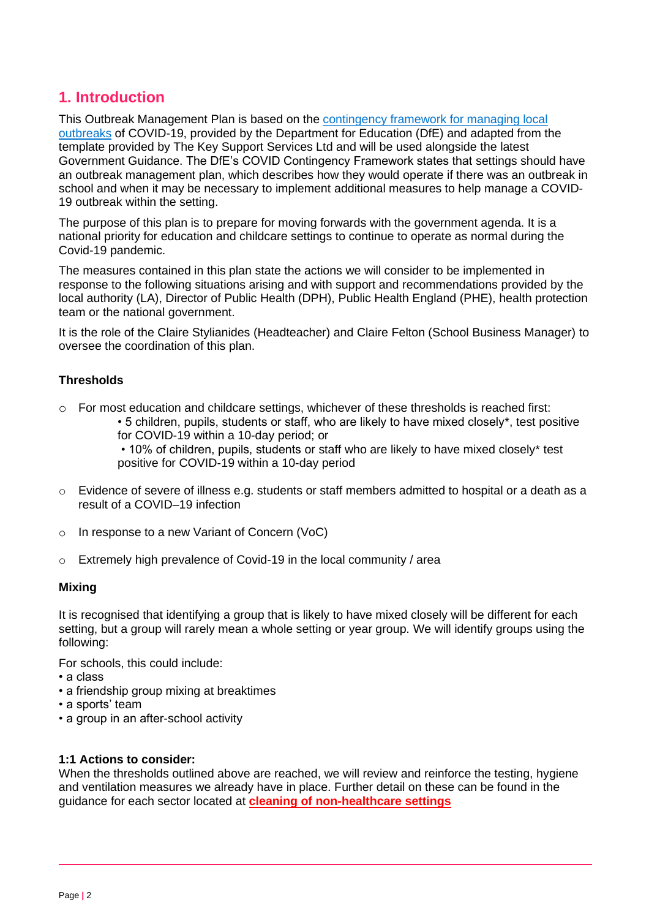## 1. Introduction

This Outbreak Management Plan is based on the [contingency framework for managing local outbreaks]() of COVID-19, provided by the Department for Education (DfE) and adapted from the template provided by The Key Support Services Ltd and will be used alongside the latest Government Guidance. The DfE's COVID Contingency Framework states that settings should have an outbreak management plan, which describes how they would operate if there was an outbreak in school and when it may be necessary to implement additional measures to help manage a COVID-19 outbreak within the setting.

The purpose of this plan is to prepare for moving forwards with the government agenda. It is a national priority for education and childcare settings to continue to operate as normal during the Covid-19 pandemic.

The measures contained in this plan state the actions we will consider to be implemented in response to the following situations arising and with support and recommendations provided by the local authority (LA), Director of Public Health (DPH), Public Health England (PHE), health protection team or the national government.

It is the role of the Claire Stylianides (Headteacher) and Claire Felton (School Business Manager) to oversee the coordination of this plan.

### Thresholds

- For most education and childcare settings, whichever of these thresholds is reached first:
  - 5 children, pupils, students or staff, who are likely to have mixed closely*, test positive for COVID-19 within a 10-day period; or
  - 10% of children, pupils, students or staff who are likely to have mixed closely* test positive for COVID-19 within a 10-day period
- Evidence of severe of illness e.g. students or staff members admitted to hospital or a death as a result of a COVID–19 infection
- In response to a new Variant of Concern (VoC)
- Extremely high prevalence of Covid-19 in the local community / area

### Mixing

It is recognised that identifying a group that is likely to have mixed closely will be different for each setting, but a group will rarely mean a whole setting or year group. We will identify groups using the following:

For schools, this could include:

- a class
- a friendship group mixing at breaktimes
- a sports' team
- a group in an after-school activity

### 1:1 Actions to consider:

When the thresholds outlined above are reached, we will review and reinforce the testing, hygiene and ventilation measures we already have in place. Further detail on these can be found in the guidance for each sector located at **[cleaning of non-healthcare settings]()**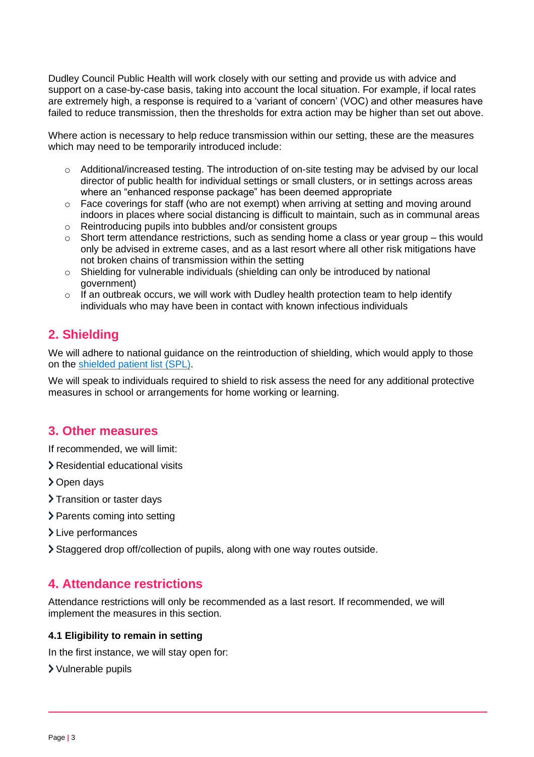Dudley Council Public Health will work closely with our setting and provide us with advice and support on a case-by-case basis, taking into account the local situation. For example, if local rates are extremely high, a response is required to a 'variant of concern' (VOC) and other measures have failed to reduce transmission, then the thresholds for extra action may be higher than set out above.

Where action is necessary to help reduce transmission within our setting, these are the measures which may need to be temporarily introduced include:

- Additional/increased testing. The introduction of on-site testing may be advised by our local director of public health for individual settings or small clusters, or in settings across areas where an "enhanced response package" has been deemed appropriate
- Face coverings for staff (who are not exempt) when arriving at setting and moving around indoors in places where social distancing is difficult to maintain, such as in communal areas
- Reintroducing pupils into bubbles and/or consistent groups
- Short term attendance restrictions, such as sending home a class or year group – this would only be advised in extreme cases, and as a last resort where all other risk mitigations have not broken chains of transmission within the setting
- Shielding for vulnerable individuals (shielding can only be introduced by national government)
- If an outbreak occurs, we will work with Dudley health protection team to help identify individuals who may have been in contact with known infectious individuals

## 2. Shielding

We will adhere to national guidance on the reintroduction of shielding, which would apply to those on the shielded patient list (SPL).

We will speak to individuals required to shield to risk assess the need for any additional protective measures in school or arrangements for home working or learning.

## 3. Other measures

If recommended, we will limit:

- Residential educational visits
- Open days
- Transition or taster days
- Parents coming into setting
- Live performances
- Staggered drop off/collection of pupils, along with one way routes outside.

## 4. Attendance restrictions

Attendance restrictions will only be recommended as a last resort. If recommended, we will implement the measures in this section.

### 4.1 Eligibility to remain in setting

In the first instance, we will stay open for:

- Vulnerable pupils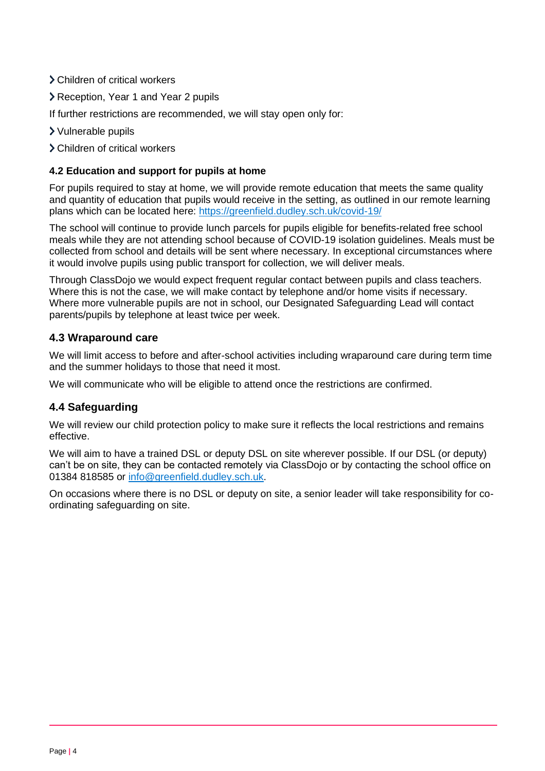- Children of critical workers
- Reception, Year 1 and Year 2 pupils

If further restrictions are recommended, we will stay open only for:

- Vulnerable pupils
- Children of critical workers

### 4.2 Education and support for pupils at home

For pupils required to stay at home, we will provide remote education that meets the same quality and quantity of education that pupils would receive in the setting, as outlined in our remote learning plans which can be located here: [https://greenfield.dudley.sch.uk/covid-19/](https://greenfield.dudley.sch.uk/covid-19/)

The school will continue to provide lunch parcels for pupils eligible for benefits-related free school meals while they are not attending school because of COVID-19 isolation guidelines. Meals must be collected from school and details will be sent where necessary. In exceptional circumstances where it would involve pupils using public transport for collection, we will deliver meals.

Through ClassDojo we would expect frequent regular contact between pupils and class teachers. Where this is not the case, we will make contact by telephone and/or home visits if necessary. Where more vulnerable pupils are not in school, our Designated Safeguarding Lead will contact parents/pupils by telephone at least twice per week.

## 4.3 Wraparound care

We will limit access to before and after-school activities including wraparound care during term time and the summer holidays to those that need it most.

We will communicate who will be eligible to attend once the restrictions are confirmed.

## 4.4 Safeguarding

We will review our child protection policy to make sure it reflects the local restrictions and remains effective.

We will aim to have a trained DSL or deputy DSL on site wherever possible. If our DSL (or deputy) can't be on site, they can be contacted remotely via ClassDojo or by contacting the school office on 01384 818585 or [info@greenfield.dudley.sch.uk](mailto:info@greenfield.dudley.sch.uk).

On occasions where there is no DSL or deputy on site, a senior leader will take responsibility for co-ordinating safeguarding on site.